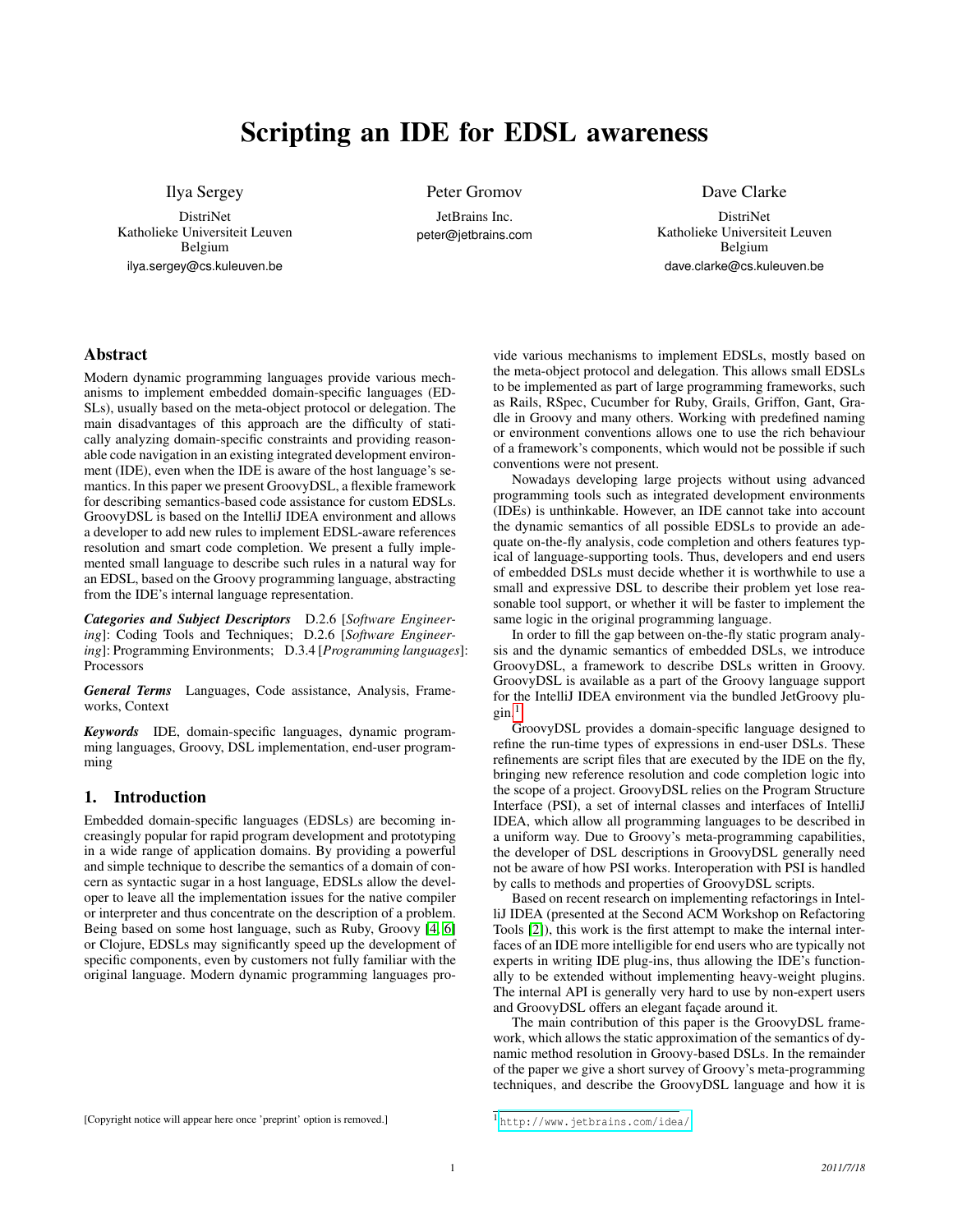# Scripting an IDE for EDSL awareness

Ilya Sergey
DistriNet
Katholieke Universiteit Leuven
Belgium
ilya.sergey@cs.kuleuven.be

Peter Gromov
JetBrains Inc.
peter@jetbrains.com

Dave Clarke
DistriNet
Katholieke Universiteit Leuven
Belgium
dave.clarke@cs.kuleuven.be

## Abstract

Modern dynamic programming languages provide various mechanisms to implement embedded domain-specific languages (EDSLs), usually based on the meta-object protocol or delegation. The main disadvantages of this approach are the difficulty of statically analyzing domain-specific constraints and providing reasonable code navigation in an existing integrated development environment (IDE), even when the IDE is aware of the host language's semantics. In this paper we present GroovyDSL, a flexible framework for describing semantics-based code assistance for custom EDSLs. GroovyDSL is based on the IntelliJ IDEA environment and allows a developer to add new rules to implement EDSL-aware references resolution and smart code completion. We present a fully implemented small language to describe such rules in a natural way for an EDSL, based on the Groovy programming language, abstracting from the IDE's internal language representation.

***Categories and Subject Descriptors*** D.2.6 [*Software Engineering*]: Coding Tools and Techniques; D.2.6 [*Software Engineering*]: Programming Environments; D.3.4 [*Programming languages*]: Processors

***General Terms*** Languages, Code assistance, Analysis, Frameworks, Context

***Keywords*** IDE, domain-specific languages, dynamic programming languages, Groovy, DSL implementation, end-user programming

## 1. Introduction

Embedded domain-specific languages (EDSLs) are becoming increasingly popular for rapid program development and prototyping in a wide range of application domains. By providing a powerful and simple technique to describe the semantics of a domain of concern as syntactic sugar in a host language, EDSLs allow the developer to leave all the implementation issues for the native compiler or interpreter and thus concentrate on the description of a problem. Being based on some host language, such as Ruby, Groovy [4, 6] or Clojure, EDSLs may significantly speed up the development of specific components, even by customers not fully familiar with the original language. Modern dynamic programming languages provide various mechanisms to implement EDSLs, mostly based on the meta-object protocol and delegation. This allows small EDSLs to be implemented as part of large programming frameworks, such as Rails, RSpec, Cucumber for Ruby, Grails, Griffon, Gant, Gradle in Groovy and many others. Working with predefined naming or environment conventions allows one to use the rich behaviour of a framework's components, which would not be possible if such conventions were not present.

Nowadays developing large projects without using advanced programming tools such as integrated development environments (IDEs) is unthinkable. However, an IDE cannot take into account the dynamic semantics of all possible EDSLs to provide an adequate on-the-fly analysis, code completion and others features typical of language-supporting tools. Thus, developers and end users of embedded DSLs must decide whether it is worthwhile to use a small and expressive DSL to describe their problem yet lose reasonable tool support, or whether it will be faster to implement the same logic in the original programming language.

In order to fill the gap between on-the-fly static program analysis and the dynamic semantics of embedded DSLs, we introduce GroovyDSL, a framework to describe DSLs written in Groovy. GroovyDSL is available as a part of the Groovy language support for the IntelliJ IDEA environment via the bundled JetGroovy plugin.[1]

GroovyDSL provides a domain-specific language designed to refine the run-time types of expressions in end-user DSLs. These refinements are script files that are executed by the IDE on the fly, bringing new reference resolution and code completion logic into the scope of a project. GroovyDSL relies on the Program Structure Interface (PSI), a set of internal classes and interfaces of IntelliJ IDEA, which allow all programming languages to be described in a uniform way. Due to Groovy's meta-programming capabilities, the developer of DSL descriptions in GroovyDSL generally need not be aware of how PSI works. Interoperation with PSI is handled by calls to methods and properties of GroovyDSL scripts.

Based on recent research on implementing refactorings in IntelliJ IDEA (presented at the Second ACM Workshop on Refactoring Tools [2]), this work is the first attempt to make the internal interfaces of an IDE more intelligible for end users who are typically not experts in writing IDE plug-ins, thus allowing the IDE's functionally to be extended without implementing heavy-weight plugins. The internal API is generally very hard to use by non-expert users and GroovyDSL offers an elegant façade around it.

The main contribution of this paper is the GroovyDSL framework, which allows the static approximation of the semantics of dynamic method resolution in Groovy-based DSLs. In the remainder of the paper we give a short survey of Groovy's meta-programming techniques, and describe the GroovyDSL language and how it is

[Copyright notice will appear here once 'preprint' option is removed.]

[1] http://www.jetbrains.com/idea/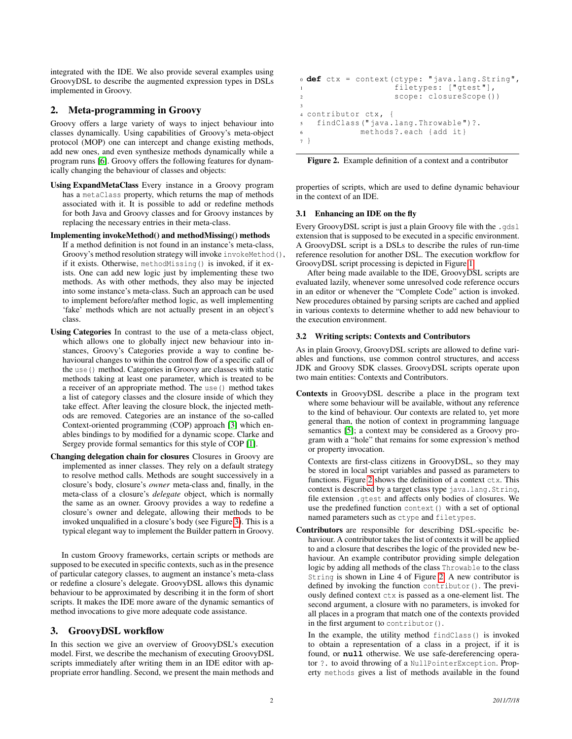integrated with the IDE. We also provide several examples using GroovyDSL to describe the augmented expression types in DSLs implemented in Groovy.

## 2. Meta-programming in Groovy

Groovy offers a large variety of ways to inject behaviour into classes dynamically. Using capabilities of Groovy's meta-object protocol (MOP) one can intercept and change existing methods, add new ones, and even synthesize methods dynamically while a program runs [6]. Groovy offers the following features for dynamically changing the behaviour of classes and objects:

**Using ExpandMetaClass** Every instance in a Groovy program has a `metaClass` property, which returns the map of methods associated with it. It is possible to add or redefine methods for both Java and Groovy classes and for Groovy instances by replacing the necessary entries in their meta-class.

**Implementing invokeMethod() and methodMissing() methods** If a method definition is not found in an instance's meta-class, Groovy's method resolution strategy will invoke `invokeMethod()`, if it exists. Otherwise, `methodMissing()` is invoked, if it exists. One can add new logic just by implementing these two methods. As with other methods, they also may be injected into some instance's meta-class. Such an approach can be used to implement before/after method logic, as well implementing 'fake' methods which are not actually present in an object's class.

**Using Categories** In contrast to the use of a meta-class object, which allows one to globally inject new behaviour into instances, Groovy's Categories provide a way to confine behavioural changes to within the control flow of a specific call of the `use()` method. Categories in Groovy are classes with static methods taking at least one parameter, which is treated to be a receiver of an appropriate method. The `use()` method takes a list of category classes and the closure inside of which they take effect. After leaving the closure block, the injected methods are removed. Categories are an instance of the so-called Context-oriented programming (COP) approach [3] which enables bindings to by modified for a dynamic scope. Clarke and Sergey provide formal semantics for this style of COP [1].

**Changing delegation chain for closures** Closures in Groovy are implemented as inner classes. They rely on a default strategy to resolve method calls. Methods are sought successively in a closure's body, closure's *owner* meta-class and, finally, in the meta-class of a closure's *delegate* object, which is normally the same as an owner. Groovy provides a way to redefine a closure's owner and delegate, allowing their methods to be invoked unqualified in a closure's body (see Figure 3). This is a typical elegant way to implement the Builder pattern in Groovy.

In custom Groovy frameworks, certain scripts or methods are supposed to be executed in specific contexts, such as in the presence of particular category classes, to augment an instance's meta-class or redefine a closure's delegate. GroovyDSL allows this dynamic behaviour to be approximated by describing it in the form of short scripts. It makes the IDE more aware of the dynamic semantics of method invocations to give more adequate code assistance.

## 3. GroovyDSL workflow

In this section we give an overview of GroovyDSL's execution model. First, we describe the mechanism of executing GroovyDSL scripts immediately after writing them in an IDE editor with appropriate error handling. Second, we present the main methods and properties of scripts, which are used to define dynamic behaviour in the context of an IDE.

```
0 def ctx = context(ctype: "java.lang.String",
1                   filetypes: ["gtest"],
2                   scope: closureScope())
3
4 contributor ctx, {
5   findClass("java.lang.Throwable")?.
6             methods?.each {add it}
7 }
```

Figure 2. Example definition of a context and a contributor

### 3.1 Enhancing an IDE on the fly

Every GroovyDSL script is just a plain Groovy file with the `.gdsl` extension that is supposed to be executed in a specific environment. A GroovyDSL script is a DSLs to describe the rules of run-time reference resolution for another DSL. The execution workflow for GroovyDSL script processing is depicted in Figure 1.

After being made available to the IDE, GroovyDSL scripts are evaluated lazily, whenever some unresolved code reference occurs in an editor or whenever the "Complete Code" action is invoked. New procedures obtained by parsing scripts are cached and applied in various contexts to determine whether to add new behaviour to the execution environment.

### 3.2 Writing scripts: Contexts and Contributors

As in plain Groovy, GroovyDSL scripts are allowed to define variables and functions, use common control structures, and access JDK and Groovy SDK classes. GroovyDSL scripts operate upon two main entities: Contexts and Contributors.

**Contexts** in GroovyDSL describe a place in the program text where some behaviour will be available, without any reference to the kind of behaviour. Our contexts are related to, yet more general than, the notion of context in programming language semantics [5]; a context may be considered as a Groovy program with a "hole" that remains for some expression's method or property invocation.

Contexts are first-class citizens in GroovyDSL, so they may be stored in local script variables and passed as parameters to functions. Figure 2 shows the definition of a context `ctx`. This context is described by a target class type `java.lang.String`, file extension `.gtest` and affects only bodies of closures. We use the predefined function `context()` with a set of optional named parameters such as `ctype` and `filetypes`.

**Contributors** are responsible for describing DSL-specific behaviour. A contributor takes the list of contexts it will be applied to and a closure that describes the logic of the provided new behaviour. An example contributor providing simple delegation logic by adding all methods of the class `Throwable` to the class `String` is shown in Line 4 of Figure 2. A new contributor is defined by invoking the function `contributor()`. The previously defined context `ctx` is passed as a one-element list. The second argument, a closure with no parameters, is invoked for all places in a program that match one of the contexts provided in the first argument to `contributor()`.

In the example, the utility method `findClass()` is invoked to obtain a representation of a class in a project, if it is found, or **null** otherwise. We use safe-dereferencing operator `?.` to avoid throwing of a `NullPointerException`. Property `methods` gives a list of methods available in the found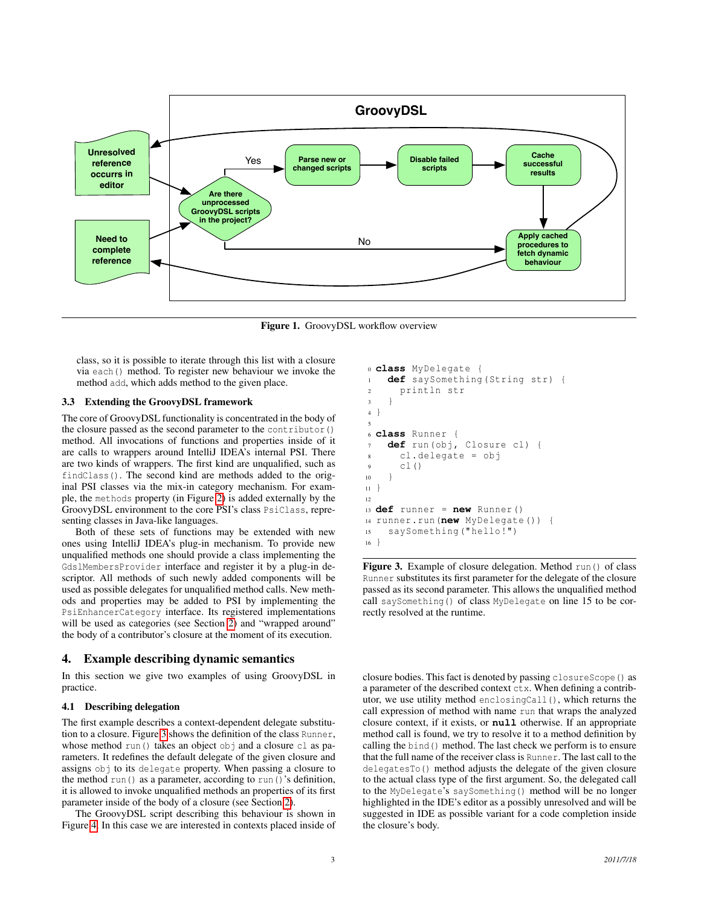**Figure 1.** GroovyDSL workflow overview

class, so it is possible to iterate through this list with a closure via `each()` method. To register new behaviour we invoke the method `add`, which adds method to the given place.

### 3.3 Extending the GroovyDSL framework

The core of GroovyDSL functionality is concentrated in the body of the closure passed as the second parameter to the `contributor()` method. All invocations of functions and properties inside of it are calls to wrappers around IntelliJ IDEA's internal PSI. There are two kinds of wrappers. The first kind are unqualified, such as `findClass()`. The second kind are methods added to the original PSI classes via the mix-in category mechanism. For example, the `methods` property (in Figure 2) is added externally by the GroovyDSL environment to the core PSI's class `PsiClass`, representing classes in Java-like languages.

Both of these sets of functions may be extended with new ones using IntelliJ IDEA's plug-in mechanism. To provide new unqualified methods one should provide a class implementing the `GdslMembersProvider` interface and register it by a plug-in descriptor. All methods of such newly added components will be used as possible delegates for unqualified method calls. New methods and properties may be added to PSI by implementing the `PsiEnhancerCategory` interface. Its registered implementations will be used as categories (see Section 2) and "wrapped around" the body of a contributor's closure at the moment of its execution.

## 4. Example describing dynamic semantics

In this section we give two examples of using GroovyDSL in practice.

### 4.1 Describing delegation

The first example describes a context-dependent delegate substitution to a closure. Figure 3 shows the definition of the class `Runner`, whose method `run()` takes an object `obj` and a closure `cl` as parameters. It redefines the default delegate of the given closure and assigns `obj` to its `delegate` property. When passing a closure to the method `run()` as a parameter, according to `run()`'s definition, it is allowed to invoke unqualified methods an properties of its first parameter inside of the body of a closure (see Section 2).

The GroovyDSL script describing this behaviour is shown in Figure 4. In this case we are interested in contexts placed inside of

```
0  class MyDelegate {
1    def saySomething(String str) {
2      println str
3    }
4  }
5
6  class Runner {
7    def run(obj, Closure cl) {
8      cl.delegate = obj
9      cl()
10   }
11 }
12
13 def runner = new Runner()
14 runner.run(new MyDelegate()) {
15   saySomething("hello!")
16 }
```

**Figure 3.** Example of closure delegation. Method `run()` of class `Runner` substitutes its first parameter for the delegate of the closure passed as its second parameter. This allows the unqualified method call `saySomething()` of class `MyDelegate` on line 15 to be correctly resolved at the runtime.

closure bodies. This fact is denoted by passing `closureScope()` as a parameter of the described context `ctx`. When defining a contributor, we use utility method `enclosingCall()`, which returns the call expression of method with name `run` that wraps the analyzed closure context, if it exists, or **null** otherwise. If an appropriate method call is found, we try to resolve it to a method definition by calling the `bind()` method. The last check we perform is to ensure that the full name of the receiver class is `Runner`. The last call to the `delegatesTo()` method adjusts the delegate of the given closure to the actual class type of the first argument. So, the delegated call to the `MyDelegate`'s `saySomething()` method will be no longer highlighted in the IDE's editor as a possibly unresolved and will be suggested in IDE as possible variant for a code completion inside the closure's body.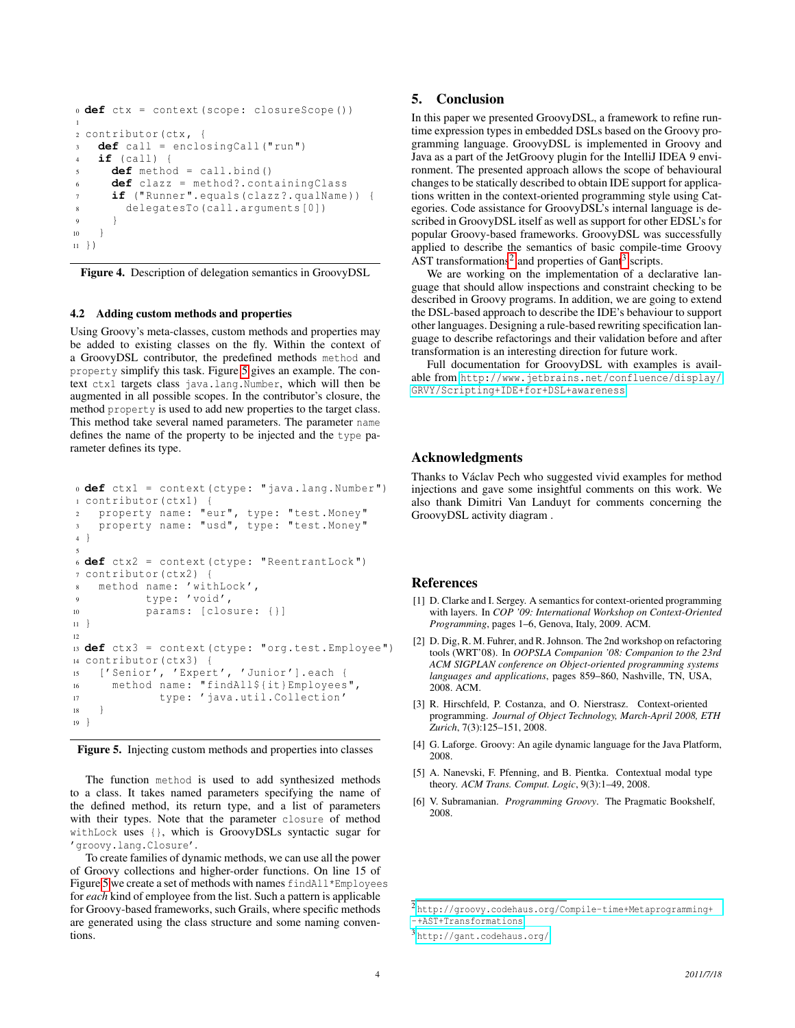```
0 def ctx = context(scope: closureScope())
1
2 contributor(ctx, {
3   def call = enclosingCall("run")
4   if (call) {
5     def method = call.bind()
6     def clazz = method?.containingClass
7     if ("Runner".equals(clazz?.qualName)) {
8       delegatesTo(call.arguments[0])
9     }
10  }
11 })
```

**Figure 4.** Description of delegation semantics in GroovyDSL

### 4.2 Adding custom methods and properties

Using Groovy's meta-classes, custom methods and properties may be added to existing classes on the fly. Within the context of a GroovyDSL contributor, the predefined methods `method` and `property` simplify this task. Figure 5 gives an example. The context `ctx1` targets class `java.lang.Number`, which will then be augmented in all possible scopes. In the contributor's closure, the method `property` is used to add new properties to the target class. This method take several named parameters. The parameter `name` defines the name of the property to be injected and the `type` parameter defines its type.

```
0 def ctx1 = context(ctype: "java.lang.Number")
1 contributor(ctx1) {
2   property name: "eur", type: "test.Money"
3   property name: "usd", type: "test.Money"
4 }
5
6 def ctx2 = context(ctype: "ReentrantLock")
7 contributor(ctx2) {
8   method name: 'withLock',
9          type: 'void',
10         params: [closure: {}]
11 }
12
13 def ctx3 = context(ctype: "org.test.Employee")
14 contributor(ctx3) {
15   ['Senior', 'Expert', 'Junior'].each {
16     method name: "findAll${it}Employees",
17            type: 'java.util.Collection'
18   }
19 }
```

**Figure 5.** Injecting custom methods and properties into classes

The function `method` is used to add synthesized methods to a class. It takes named parameters specifying the name of the defined method, its return type, and a list of parameters with their types. Note that the parameter `closure` of method `withLock` uses `{}`, which is GroovyDSLs syntactic sugar for `'groovy.lang.Closure'`.

To create families of dynamic methods, we can use all the power of Groovy collections and higher-order functions. On line 15 of Figure 5 we create a set of methods with names `findAll*Employees` for *each* kind of employee from the list. Such a pattern is applicable for Groovy-based frameworks, such Grails, where specific methods are generated using the class structure and some naming conventions.

## 5. Conclusion

In this paper we presented GroovyDSL, a framework to refine runtime expression types in embedded DSLs based on the Groovy programming language. GroovyDSL is implemented in Groovy and Java as a part of the JetGroovy plugin for the IntelliJ IDEA 9 environment. The presented approach allows the scope of behavioural changes to be statically described to obtain IDE support for applications written in the context-oriented programming style using Categories. Code assistance for GroovyDSL's internal language is described in GroovyDSL itself as well as support for other EDSL's for popular Groovy-based frameworks. GroovyDSL was successfully applied to describe the semantics of basic compile-time Groovy AST transformations[2] and properties of Gant[3] scripts.

We are working on the implementation of a declarative language that should allow inspections and constraint checking to be described in Groovy programs. In addition, we are going to extend the DSL-based approach to describe the IDE's behaviour to support other languages. Designing a rule-based rewriting specification language to describe refactorings and their validation before and after transformation is an interesting direction for future work.

Full documentation for GroovyDSL with examples is available from http://www.jetbrains.net/confluence/display/GRVY/Scripting+IDE+for+DSL+awareness

## Acknowledgments

Thanks to Václav Pech who suggested vivid examples for method injections and gave some insightful comments on this work. We also thank Dimitri Van Landuyt for comments concerning the GroovyDSL activity diagram .

## References

[1] D. Clarke and I. Sergey. A semantics for context-oriented programming with layers. In *COP '09: International Workshop on Context-Oriented Programming*, pages 1–6, Genova, Italy, 2009. ACM.

[2] D. Dig, R. M. Fuhrer, and R. Johnson. The 2nd workshop on refactoring tools (WRT'08). In *OOPSLA Companion '08: Companion to the 23rd ACM SIGPLAN conference on Object-oriented programming systems languages and applications*, pages 859–860, Nashville, TN, USA, 2008. ACM.

[3] R. Hirschfeld, P. Costanza, and O. Nierstrasz. Context-oriented programming. *Journal of Object Technology, March-April 2008, ETH Zurich*, 7(3):125–151, 2008.

[4] G. Laforge. Groovy: An agile dynamic language for the Java Platform, 2008.

[5] A. Nanevski, F. Pfenning, and B. Pientka. Contextual modal type theory. *ACM Trans. Comput. Logic*, 9(3):1–49, 2008.

[6] V. Subramanian. *Programming Groovy*. The Pragmatic Bookshelf, 2008.

[2] http://groovy.codehaus.org/Compile-time+Metaprogramming+-+AST+Transformations

[3] http://gant.codehaus.org/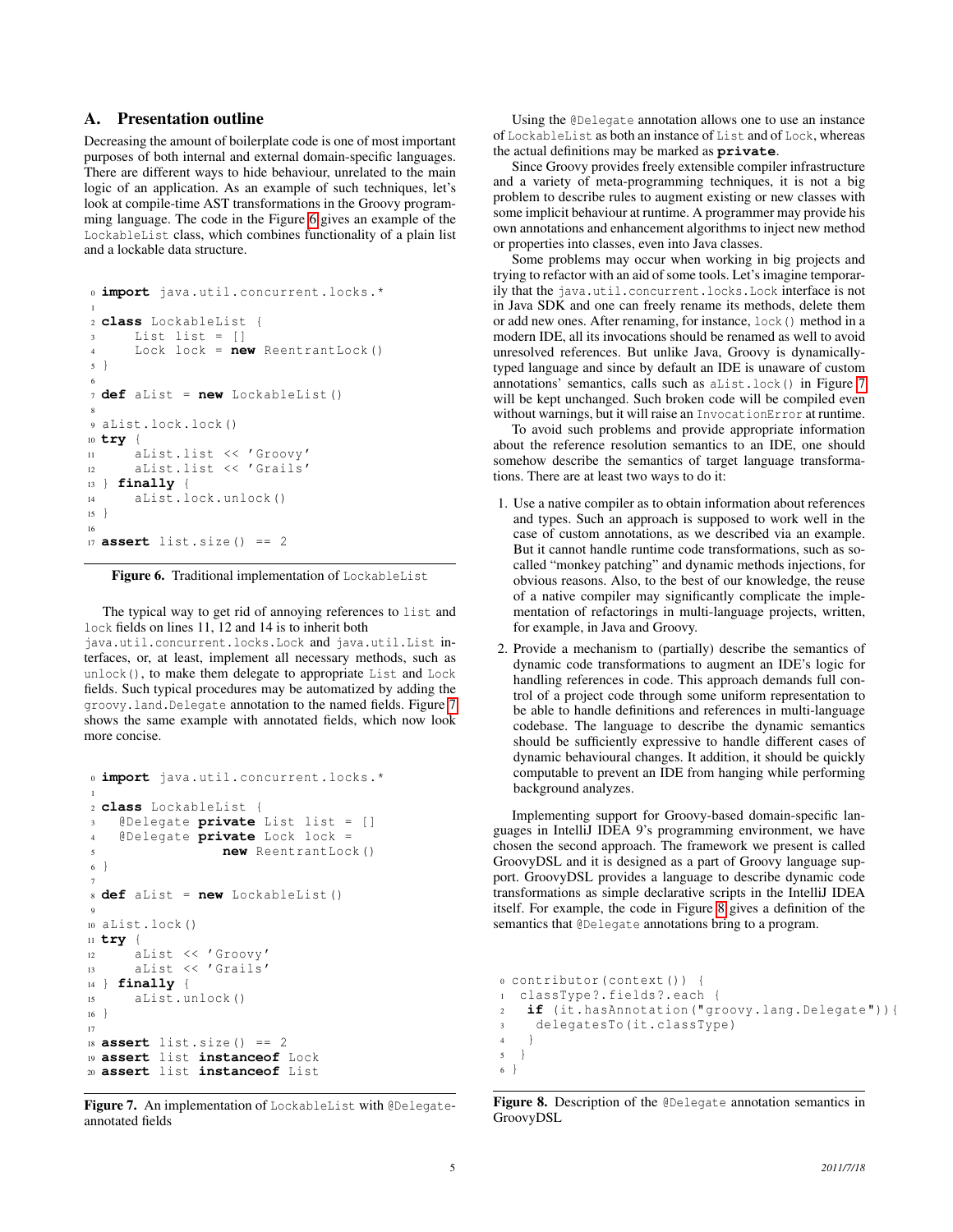## A. Presentation outline

Decreasing the amount of boilerplate code is one of most important purposes of both internal and external domain-specific languages. There are different ways to hide behaviour, unrelated to the main logic of an application. As an example of such techniques, let's look at compile-time AST transformations in the Groovy programming language. The code in the Figure 6 gives an example of the `LockableList` class, which combines functionality of a plain list and a lockable data structure.

```
0 import java.util.concurrent.locks.*
1
2 class LockableList {
3     List list = []
4     Lock lock = new ReentrantLock()
5 }
6
7 def aList = new LockableList()
8
9 aList.lock.lock()
10 try {
11     aList.list << 'Groovy'
12     aList.list << 'Grails'
13 } finally {
14     aList.lock.unlock()
15 }
16
17 assert list.size() == 2
```

**Figure 6.** Traditional implementation of `LockableList`

The typical way to get rid of annoying references to `list` and `lock` fields on lines 11, 12 and 14 is to inherit both `java.util.concurrent.locks.Lock` and `java.util.List` interfaces, or, at least, implement all necessary methods, such as `unlock()`, to make them delegate to appropriate `List` and `Lock` fields. Such typical procedures may be automatized by adding the `groovy.land.Delegate` annotation to the named fields. Figure 7 shows the same example with annotated fields, which now look more concise.

```
0 import java.util.concurrent.locks.*
1
2 class LockableList {
3   @Delegate private List list = []
4   @Delegate private Lock lock =
5               new ReentrantLock()
6 }
7
8 def aList = new LockableList()
9
10 aList.lock()
11 try {
12     aList << 'Groovy'
13     aList << 'Grails'
14 } finally {
15     aList.unlock()
16 }
17
18 assert list.size() == 2
19 assert list instanceof Lock
20 assert list instanceof List
```

**Figure 7.** An implementation of `LockableList` with `@Delegate`-annotated fields

Using the `@Delegate` annotation allows one to use an instance of `LockableList` as both an instance of `List` and of `Lock`, whereas the actual definitions may be marked as **`private`**.

Since Groovy provides freely extensible compiler infrastructure and a variety of meta-programming techniques, it is not a big problem to describe rules to augment existing or new classes with some implicit behaviour at runtime. A programmer may provide his own annotations and enhancement algorithms to inject new method or properties into classes, even into Java classes.

Some problems may occur when working in big projects and trying to refactor with an aid of some tools. Let's imagine temporarily that the `java.util.concurrent.locks.Lock` interface is not in Java SDK and one can freely rename its methods, delete them or add new ones. After renaming, for instance, `lock()` method in a modern IDE, all its invocations should be renamed as well to avoid unresolved references. But unlike Java, Groovy is dynamically-typed language and since by default an IDE is unaware of custom annotations' semantics, calls such as `aList.lock()` in Figure 7 will be kept unchanged. Such broken code will be compiled even without warnings, but it will raise an `InvocationError` at runtime.

To avoid such problems and provide appropriate information about the reference resolution semantics to an IDE, one should somehow describe the semantics of target language transformations. There are at least two ways to do it:

1. Use a native compiler as to obtain information about references and types. Such an approach is supposed to work well in the case of custom annotations, as we described via an example. But it cannot handle runtime code transformations, such as so-called "monkey patching" and dynamic methods injections, for obvious reasons. Also, to the best of our knowledge, the reuse of a native compiler may significantly complicate the implementation of refactorings in multi-language projects, written, for example, in Java and Groovy.
2. Provide a mechanism to (partially) describe the semantics of dynamic code transformations to augment an IDE's logic for handling references in code. This approach demands full control of a project code through some uniform representation to be able to handle definitions and references in multi-language codebase. The language to describe the dynamic semantics should be sufficiently expressive to handle different cases of dynamic behavioural changes. It addition, it should be quickly computable to prevent an IDE from hanging while performing background analyzes.

Implementing support for Groovy-based domain-specific languages in IntelliJ IDEA 9's programming environment, we have chosen the second approach. The framework we present is called GroovyDSL and it is designed as a part of Groovy language support. GroovyDSL provides a language to describe dynamic code transformations as simple declarative scripts in the IntelliJ IDEA itself. For example, the code in Figure 8 gives a definition of the semantics that `@Delegate` annotations bring to a program.

```
0 contributor(context()) {
1  classType?.fields?.each {
2   if (it.hasAnnotation("groovy.lang.Delegate")){
3    delegatesTo(it.classType)
4   }
5  }
6 }
```

**Figure 8.** Description of the `@Delegate` annotation semantics in GroovyDSL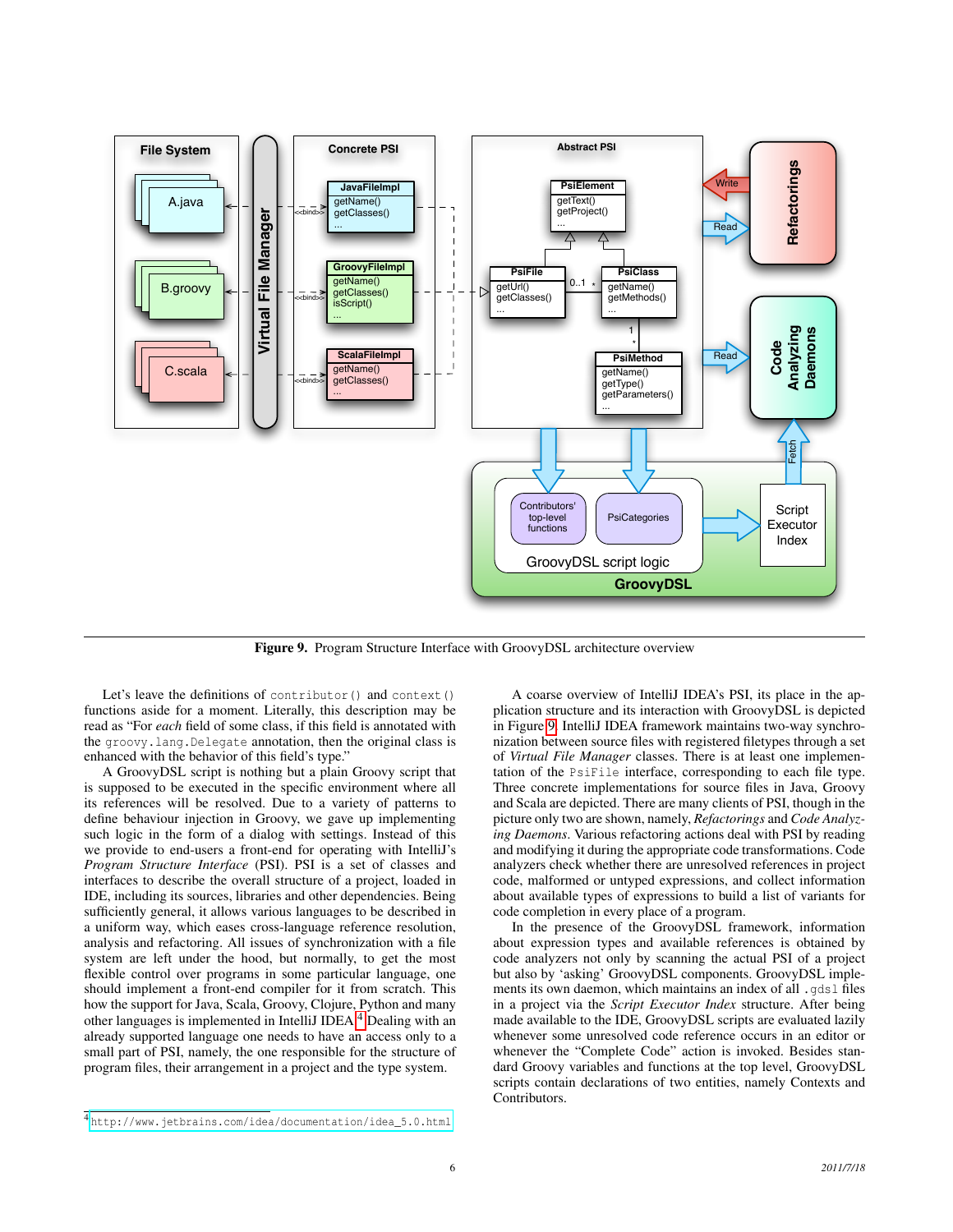Figure 9. Program Structure Interface with GroovyDSL architecture overview

Let's leave the definitions of `contributor()` and `context()` functions aside for a moment. Literally, this description may be read as "For *each* field of some class, if this field is annotated with the `groovy.lang.Delegate` annotation, then the original class is enhanced with the behavior of this field's type."

A GroovyDSL script is nothing but a plain Groovy script that is supposed to be executed in the specific environment where all its references will be resolved. Due to a variety of patterns to define behaviour injection in Groovy, we gave up implementing such logic in the form of a dialog with settings. Instead of this we provide to end-users a front-end for operating with IntelliJ's *Program Structure Interface* (PSI). PSI is a set of classes and interfaces to describe the overall structure of a project, loaded in IDE, including its sources, libraries and other dependencies. Being sufficiently general, it allows various languages to be described in a uniform way, which eases cross-language reference resolution, analysis and refactoring. All issues of synchronization with a file system are left under the hood, but normally, to get the most flexible control over programs in some particular language, one should implement a front-end compiler for it from scratch. This how the support for Java, Scala, Groovy, Clojure, Python and many other languages is implemented in IntelliJ IDEA.[4] Dealing with an already supported language one needs to have an access only to a small part of PSI, namely, the one responsible for the structure of program files, their arrangement in a project and the type system.

A coarse overview of IntelliJ IDEA's PSI, its place in the application structure and its interaction with GroovyDSL is depicted in Figure 9. IntelliJ IDEA framework maintains two-way synchronization between source files with registered filetypes through a set of *Virtual File Manager* classes. There is at least one implementation of the `PsiFile` interface, corresponding to each file type. Three concrete implementations for source files in Java, Groovy and Scala are depicted. There are many clients of PSI, though in the picture only two are shown, namely, *Refactorings* and *Code Analyzing Daemons*. Various refactoring actions deal with PSI by reading and modifying it during the appropriate code transformations. Code analyzers check whether there are unresolved references in project code, malformed or untyped expressions, and collect information about available types of expressions to build a list of variants for code completion in every place of a program.

In the presence of the GroovyDSL framework, information about expression types and available references is obtained by code analyzers not only by scanning the actual PSI of a project but also by 'asking' GroovyDSL components. GroovyDSL implements its own daemon, which maintains an index of all `.gdsl` files in a project via the *Script Executor Index* structure. After being made available to the IDE, GroovyDSL scripts are evaluated lazily whenever some unresolved code reference occurs in an editor or whenever the "Complete Code" action is invoked. Besides standard Groovy variables and functions at the top level, GroovyDSL scripts contain declarations of two entities, namely Contexts and Contributors.

[4] http://www.jetbrains.com/idea/documentation/idea_5.0.html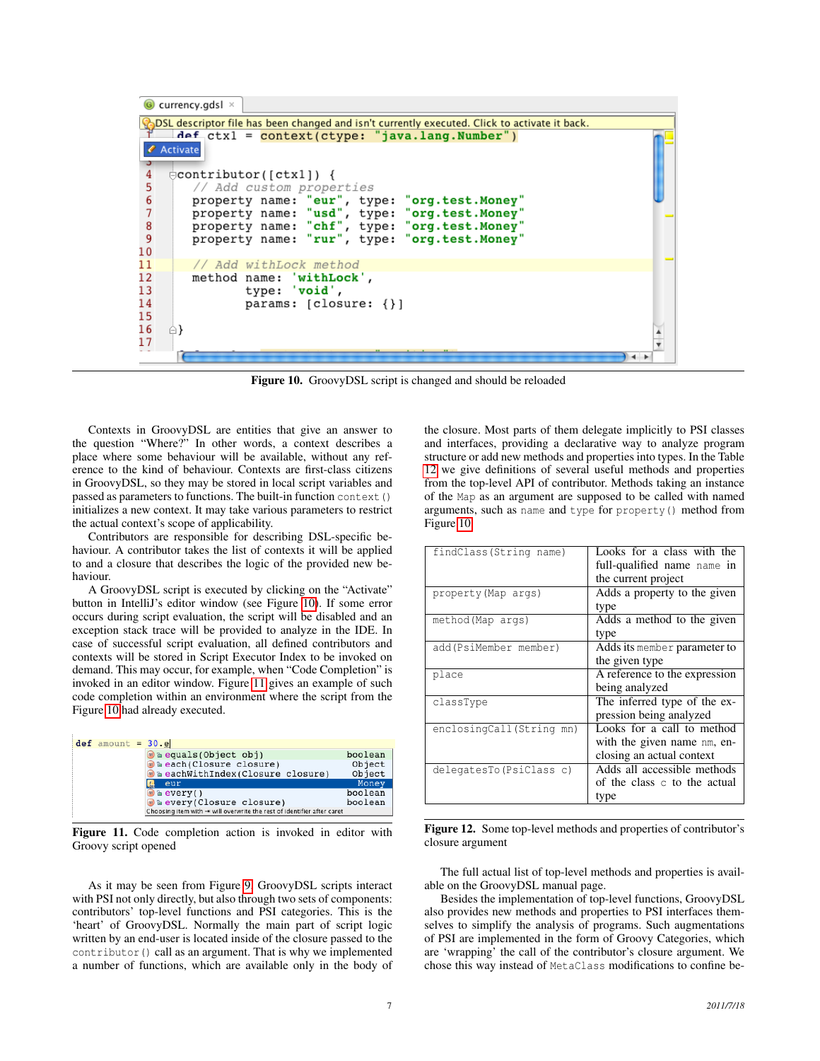```
def ctx1 = context(ctype: "java.lang.Number")

contributor([ctx1]) {
  // Add custom properties
  property name: "eur", type: "org.test.Money"
  property name: "usd", type: "org.test.Money"
  property name: "chf", type: "org.test.Money"
  property name: "rur", type: "org.test.Money"

  // Add withLock method
  method name: 'withLock',
         type: 'void',
         params: [closure: {}]

}
```

**Figure 10.** GroovyDSL script is changed and should be reloaded

Contexts in GroovyDSL are entities that give an answer to the question "Where?" In other words, a context describes a place where some behaviour will be available, without any reference to the kind of behaviour. Contexts are first-class citizens in GroovyDSL, so they may be stored in local script variables and passed as parameters to functions. The built-in function `context()` initializes a new context. It may take various parameters to restrict the actual context's scope of applicability.

Contributors are responsible for describing DSL-specific behaviour. A contributor takes the list of contexts it will be applied to and a closure that describes the logic of the provided new behaviour.

A GroovyDSL script is executed by clicking on the "Activate" button in IntelliJ's editor window (see Figure 10). If some error occurs during script evaluation, the script will be disabled and an exception stack trace will be provided to analyze in the IDE. In case of successful script evaluation, all defined contributors and contexts will be stored in Script Executor Index to be invoked on demand. This may occur, for example, when "Code Completion" is invoked in an editor window. Figure 11 gives an example of such code completion within an environment where the script from the Figure 10 had already executed.

```
def amount = 30.e
  equals(Object obj)              boolean
  each(Closure closure)           Object
  eachWithIndex(Closure closure)  Object
  eur                             Money
  every()                         boolean
  every(Closure closure)          boolean
```

**Figure 11.** Code completion action is invoked in editor with Groovy script opened

As it may be seen from Figure 9, GroovyDSL scripts interact with PSI not only directly, but also through two sets of components: contributors' top-level functions and PSI categories. This is the 'heart' of GroovyDSL. Normally the main part of script logic written by an end-user is located inside of the closure passed to the `contributor()` call as an argument. That is why we implemented a number of functions, which are available only in the body of the closure. Most parts of them delegate implicitly to PSI classes and interfaces, providing a declarative way to analyze program structure or add new methods and properties into types. In the Table 12 we give definitions of several useful methods and properties from the top-level API of contributor. Methods taking an instance of the `Map` as an argument are supposed to be called with named arguments, such as `name` and `type` for `property()` method from Figure 10.

| | |
|---|---|
| `findClass(String name)` | Looks for a class with the full-qualified name `name` in the current project |
| `property(Map args)` | Adds a property to the given type |
| `method(Map args)` | Adds a method to the given type |
| `add(PsiMember member)` | Adds its `member` parameter to the given type |
| `place` | A reference to the expression being analyzed |
| `classType` | The inferred type of the expression being analyzed |
| `enclosingCall(String mn)` | Looks for a call to method with the given name `mn`, enclosing an actual context |
| `delegatesTo(PsiClass c)` | Adds all accessible methods of the class `c` to the actual type |

**Figure 12.** Some top-level methods and properties of contributor's closure argument

The full actual list of top-level methods and properties is available on the GroovyDSL manual page.

Besides the implementation of top-level functions, GroovyDSL also provides new methods and properties to PSI interfaces themselves to simplify the analysis of programs. Such augmentations of PSI are implemented in the form of Groovy Categories, which are 'wrapping' the call of the contributor's closure argument. We chose this way instead of `MetaClass` modifications to confine be-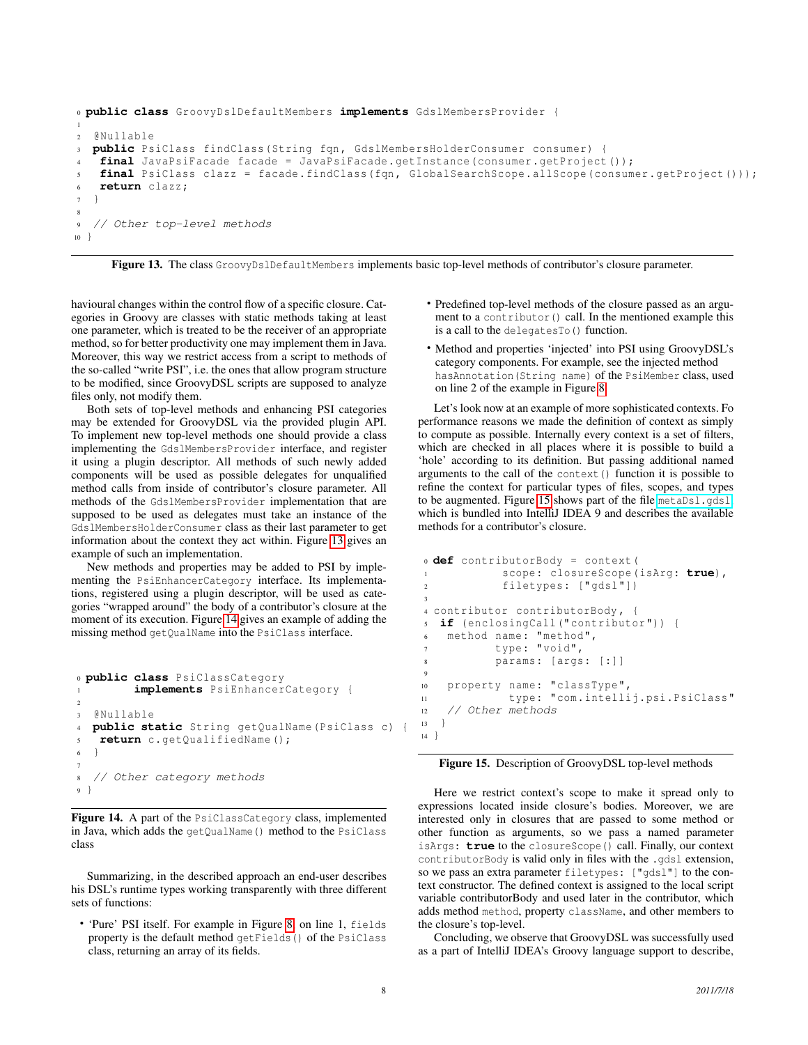```java
public class GroovyDslDefaultMembers implements GdslMembersProvider {

 @Nullable
 public PsiClass findClass(String fqn, GdslMembersHolderConsumer consumer) {
  final JavaPsiFacade facade = JavaPsiFacade.getInstance(consumer.getProject());
  final PsiClass clazz = facade.findClass(fqn, GlobalSearchScope.allScope(consumer.getProject()));
  return clazz;
 }

 // Other top-level methods
}
```

**Figure 13.** The class `GroovyDslDefaultMembers` implements basic top-level methods of contributor's closure parameter.

havioural changes within the control flow of a specific closure. Categories in Groovy are classes with static methods taking at least one parameter, which is treated to be the receiver of an appropriate method, so for better productivity one may implement them in Java. Moreover, this way we restrict access from a script to methods of the so-called "write PSI", i.e. the ones that allow program structure to be modified, since GroovyDSL scripts are supposed to analyze files only, not modify them.

Both sets of top-level methods and enhancing PSI categories may be extended for GroovyDSL via the provided plugin API. To implement new top-level methods one should provide a class implementing the `GdslMembersProvider` interface, and register it using a plugin descriptor. All methods of such newly added components will be used as possible delegates for unqualified method calls from inside of contributor's closure parameter. All methods of the `GdslMembersProvider` implementation that are supposed to be used as delegates must take an instance of the `GdslMembersHolderConsumer` class as their last parameter to get information about the context they act within. Figure 13 gives an example of such an implementation.

New methods and properties may be added to PSI by implementing the `PsiEnhancerCategory` interface. Its implementations, registered using a plugin descriptor, will be used as categories "wrapped around" the body of a contributor's closure at the moment of its execution. Figure 14 gives an example of adding the missing method `getQualName` into the `PsiClass` interface.

```java
public class PsiClassCategory
        implements PsiEnhancerCategory {

 @Nullable
 public static String getQualName(PsiClass c) {
  return c.getQualifiedName();
 }

 // Other category methods
}
```

**Figure 14.** A part of the `PsiClassCategory` class, implemented in Java, which adds the `getQualName()` method to the `PsiClass` class

Summarizing, in the described approach an end-user describes his DSL's runtime types working transparently with three different sets of functions:

- 'Pure' PSI itself. For example in Figure 8, on line 1, `fields` property is the default method `getFields()` of the `PsiClass` class, returning an array of its fields.
- Predefined top-level methods of the closure passed as an argument to a `contributor()` call. In the mentioned example this is a call to the `delegatesTo()` function.
- Method and properties 'injected' into PSI using GroovyDSL's category components. For example, see the injected method `hasAnnotation(String name)` of the `PsiMember` class, used on line 2 of the example in Figure 8.

Let's look now at an example of more sophisticated contexts. Fo performance reasons we made the definition of context as simply to compute as possible. Internally every context is a set of filters, which are checked in all places where it is possible to build a 'hole' according to its definition. But passing additional named arguments to the call of the `context()` function it is possible to refine the context for particular types of files, scopes, and types to be augmented. Figure 15 shows part of the file `metaDsl.gdsl` which is bundled into IntelliJ IDEA 9 and describes the available methods for a contributor's closure.

```groovy
def contributorBody = context(
          scope: closureScope(isArg: true),
          filetypes: ["gdsl"])

contributor contributorBody, {
 if (enclosingCall("contributor")) {
  method name: "method",
         type: "void",
         params: [args: [:]]

  property name: "classType",
           type: "com.intellij.psi.PsiClass"
  // Other methods
 }
}
```

**Figure 15.** Description of GroovyDSL top-level methods

Here we restrict context's scope to make it spread only to expressions located inside closure's bodies. Moreover, we are interested only in closures that are passed to some method or other function as arguments, so we pass a named parameter `isArgs: true` to the `closureScope()` call. Finally, our context `contributorBody` is valid only in files with the `.gdsl` extension, so we pass an extra parameter `filetypes: ["gdsl"]` to the context constructor. The defined context is assigned to the local script variable contributorBody and used later in the contributor, which adds method `method`, property `className`, and other members to the closure's top-level.

Concluding, we observe that GroovyDSL was successfully used as a part of IntelliJ IDEA's Groovy language support to describe,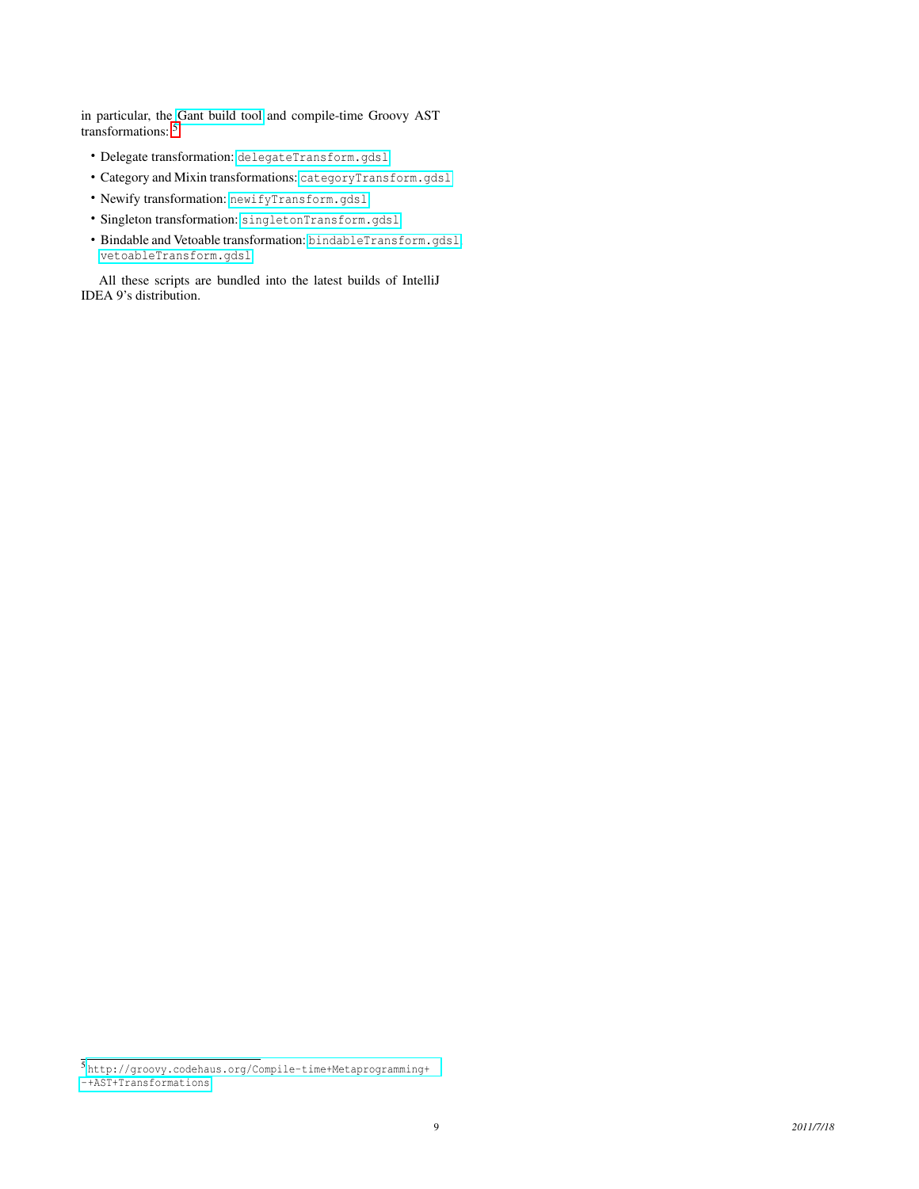in particular, the Gant build tool and compile-time Groovy AST transformations: [5]

- Delegate transformation: `delegateTransform.gdsl`
- Category and Mixin transformations: `categoryTransform.gdsl`
- Newify transformation: `newifyTransform.gdsl`
- Singleton transformation: `singletonTransform.gdsl`
- Bindable and Vetoable transformation: `bindableTransform.gdsl` `vetoableTransform.gdsl`

All these scripts are bundled into the latest builds of IntelliJ IDEA 9's distribution.

[5] `http://groovy.codehaus.org/Compile-time+Metaprogramming+-+AST+Transformations`